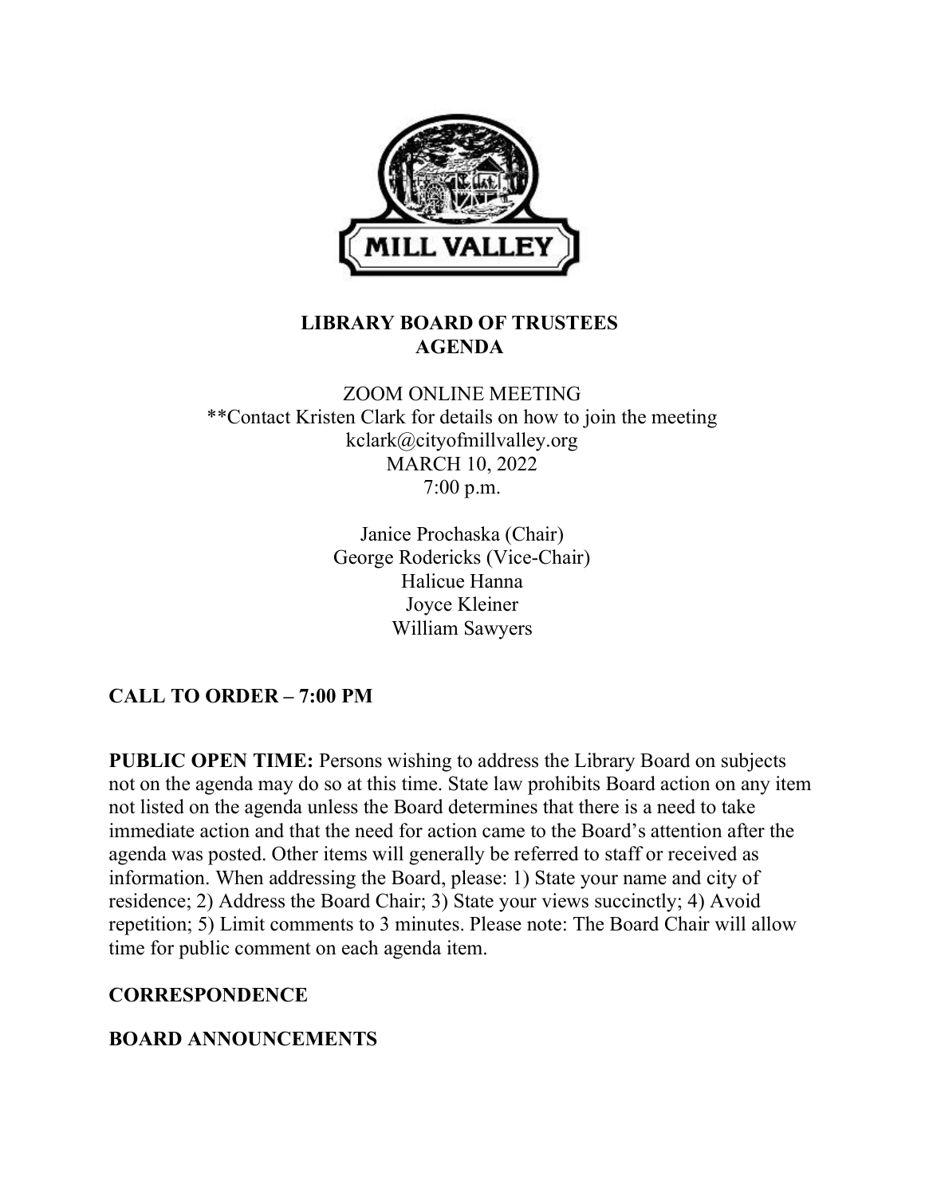# LIBRARY BOARD OF TRUSTEES AGENDA

ZOOM ONLINE MEETING
**Contact Kristen Clark for details on how to join the meeting
kclark@cityofmillvalley.org
MARCH 10, 2022
7:00 p.m.

Janice Prochaska (Chair)
George Rodericks (Vice-Chair)
Halicue Hanna
Joyce Kleiner
William Sawyers

## CALL TO ORDER – 7:00 PM

**PUBLIC OPEN TIME:** Persons wishing to address the Library Board on subjects not on the agenda may do so at this time. State law prohibits Board action on any item not listed on the agenda unless the Board determines that there is a need to take immediate action and that the need for action came to the Board's attention after the agenda was posted. Other items will generally be referred to staff or received as information. When addressing the Board, please: 1) State your name and city of residence; 2) Address the Board Chair; 3) State your views succinctly; 4) Avoid repetition; 5) Limit comments to 3 minutes. Please note: The Board Chair will allow time for public comment on each agenda item.

## CORRESPONDENCE

## BOARD ANNOUNCEMENTS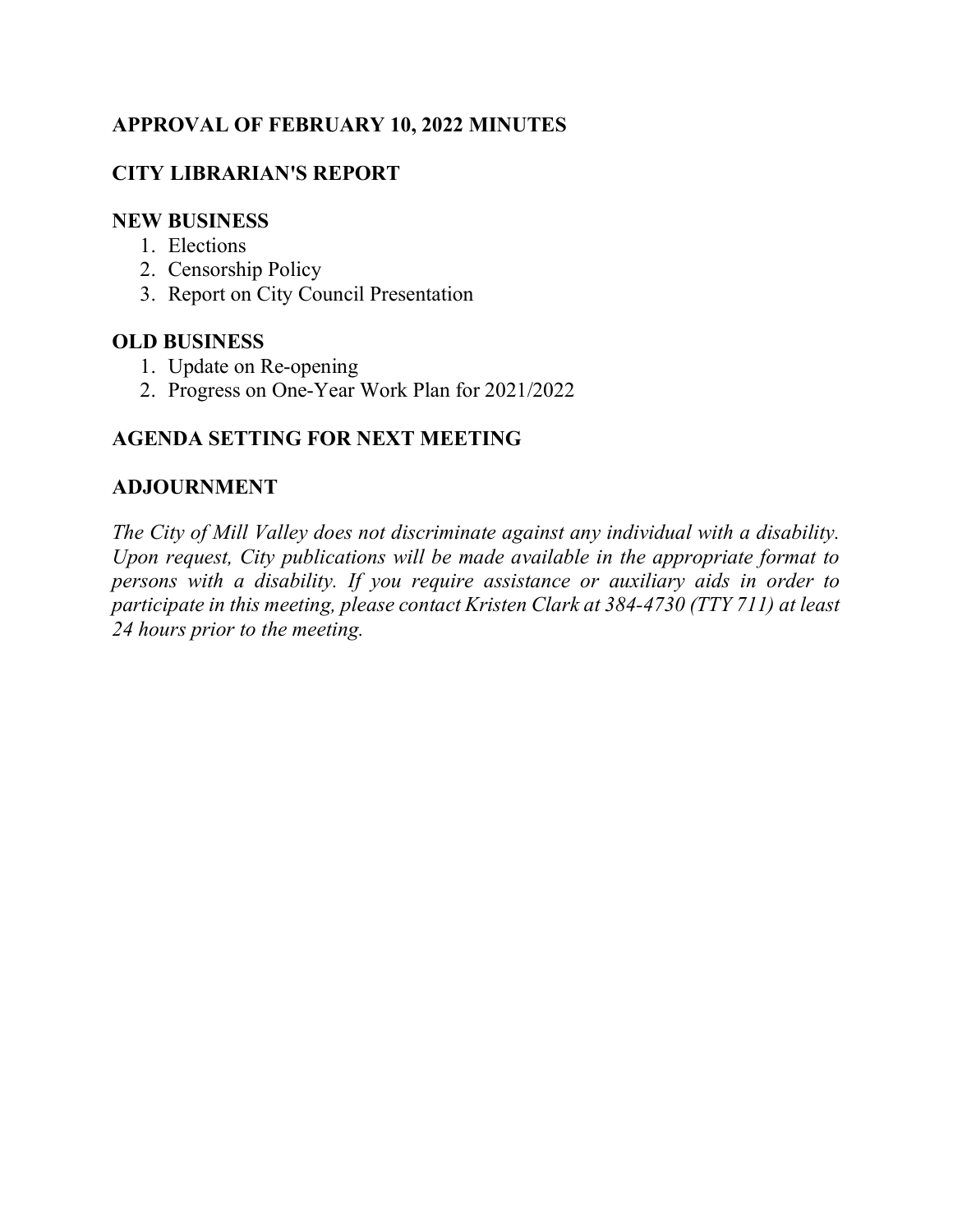## APPROVAL OF FEBRUARY 10, 2022 MINUTES

## CITY LIBRARIAN'S REPORT

## NEW BUSINESS

1. Elections
2. Censorship Policy
3. Report on City Council Presentation

## OLD BUSINESS

1. Update on Re-opening
2. Progress on One-Year Work Plan for 2021/2022

## AGENDA SETTING FOR NEXT MEETING

## ADJOURNMENT

*The City of Mill Valley does not discriminate against any individual with a disability. Upon request, City publications will be made available in the appropriate format to persons with a disability. If you require assistance or auxiliary aids in order to participate in this meeting, please contact Kristen Clark at 384-4730 (TTY 711) at least 24 hours prior to the meeting.*